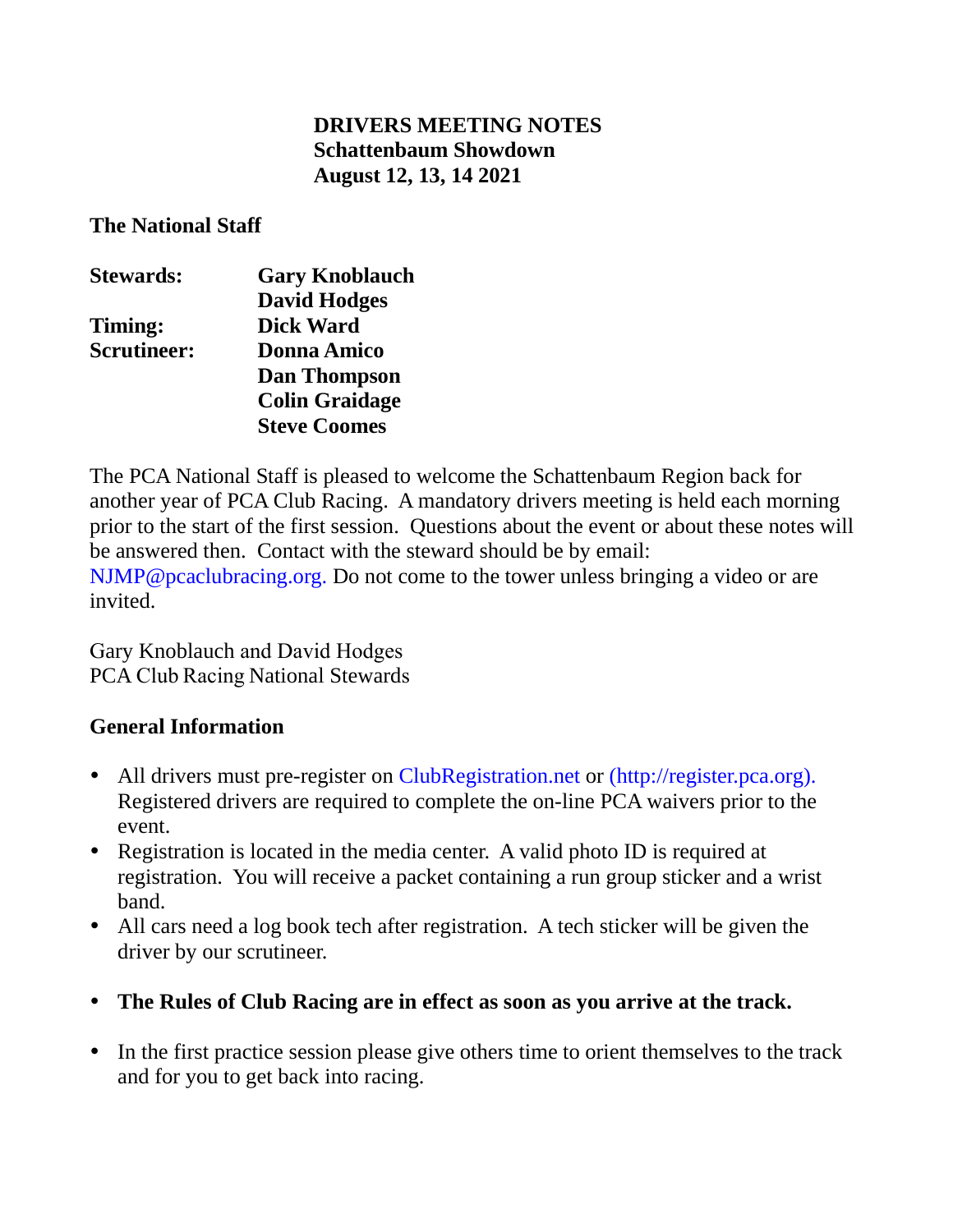# DRIVERS MEETING NOTES
# Schattenbaum Showdown
# August 12, 13, 14 2021

**The National Staff**

| | |
|---|---|
| **Stewards:** | **Gary Knoblauch** |
| | **David Hodges** |
| **Timing:** | **Dick Ward** |
| **Scrutineer:** | **Donna Amico** |
| | **Dan Thompson** |
| | **Colin Graidage** |
| | **Steve Coomes** |

The PCA National Staff is pleased to welcome the Schattenbaum Region back for another year of PCA Club Racing. A mandatory drivers meeting is held each morning prior to the start of the first session. Questions about the event or about these notes will be answered then. Contact with the steward should be by email: NJMP@pcaclubracing.org. Do not come to the tower unless bringing a video or are invited.

Gary Knoblauch and David Hodges
PCA Club Racing National Stewards

## General Information

- All drivers must pre-register on ClubRegistration.net or (http://register.pca.org). Registered drivers are required to complete the on-line PCA waivers prior to the event.
- Registration is located in the media center. A valid photo ID is required at registration. You will receive a packet containing a run group sticker and a wrist band.
- All cars need a log book tech after registration. A tech sticker will be given the driver by our scrutineer.
- **The Rules of Club Racing are in effect as soon as you arrive at the track.**
- In the first practice session please give others time to orient themselves to the track and for you to get back into racing.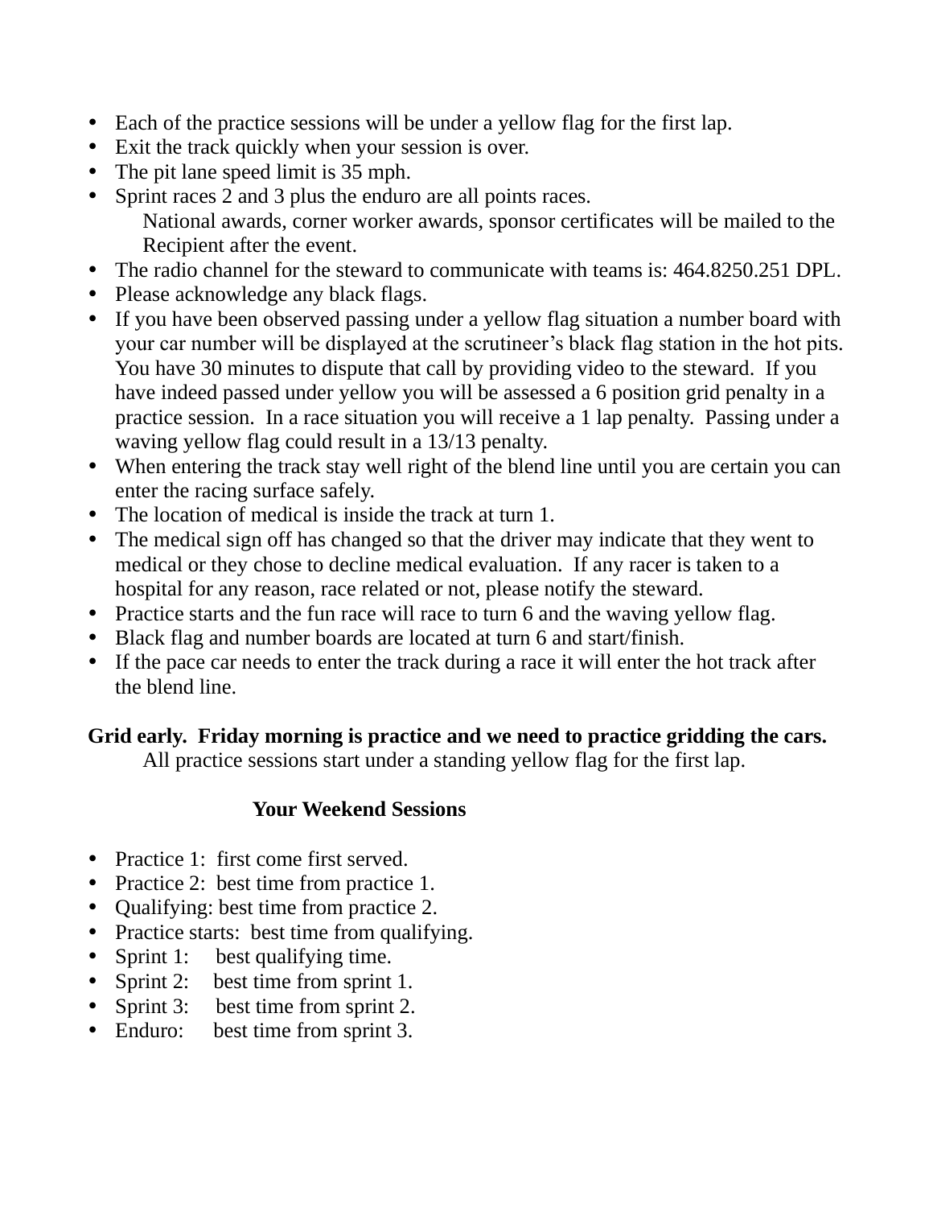- Each of the practice sessions will be under a yellow flag for the first lap.
- Exit the track quickly when your session is over.
- The pit lane speed limit is 35 mph.
- Sprint races 2 and 3 plus the enduro are all points races.
  National awards, corner worker awards, sponsor certificates will be mailed to the Recipient after the event.
- The radio channel for the steward to communicate with teams is: 464.8250.251 DPL.
- Please acknowledge any black flags.
- If you have been observed passing under a yellow flag situation a number board with your car number will be displayed at the scrutineer's black flag station in the hot pits. You have 30 minutes to dispute that call by providing video to the steward. If you have indeed passed under yellow you will be assessed a 6 position grid penalty in a practice session. In a race situation you will receive a 1 lap penalty. Passing under a waving yellow flag could result in a 13/13 penalty.
- When entering the track stay well right of the blend line until you are certain you can enter the racing surface safely.
- The location of medical is inside the track at turn 1.
- The medical sign off has changed so that the driver may indicate that they went to medical or they chose to decline medical evaluation. If any racer is taken to a hospital for any reason, race related or not, please notify the steward.
- Practice starts and the fun race will race to turn 6 and the waving yellow flag.
- Black flag and number boards are located at turn 6 and start/finish.
- If the pace car needs to enter the track during a race it will enter the hot track after the blend line.

**Grid early. Friday morning is practice and we need to practice gridding the cars.**
All practice sessions start under a standing yellow flag for the first lap.

**Your Weekend Sessions**

- Practice 1: first come first served.
- Practice 2: best time from practice 1.
- Qualifying: best time from practice 2.
- Practice starts: best time from qualifying.
- Sprint 1: best qualifying time.
- Sprint 2: best time from sprint 1.
- Sprint 3: best time from sprint 2.
- Enduro: best time from sprint 3.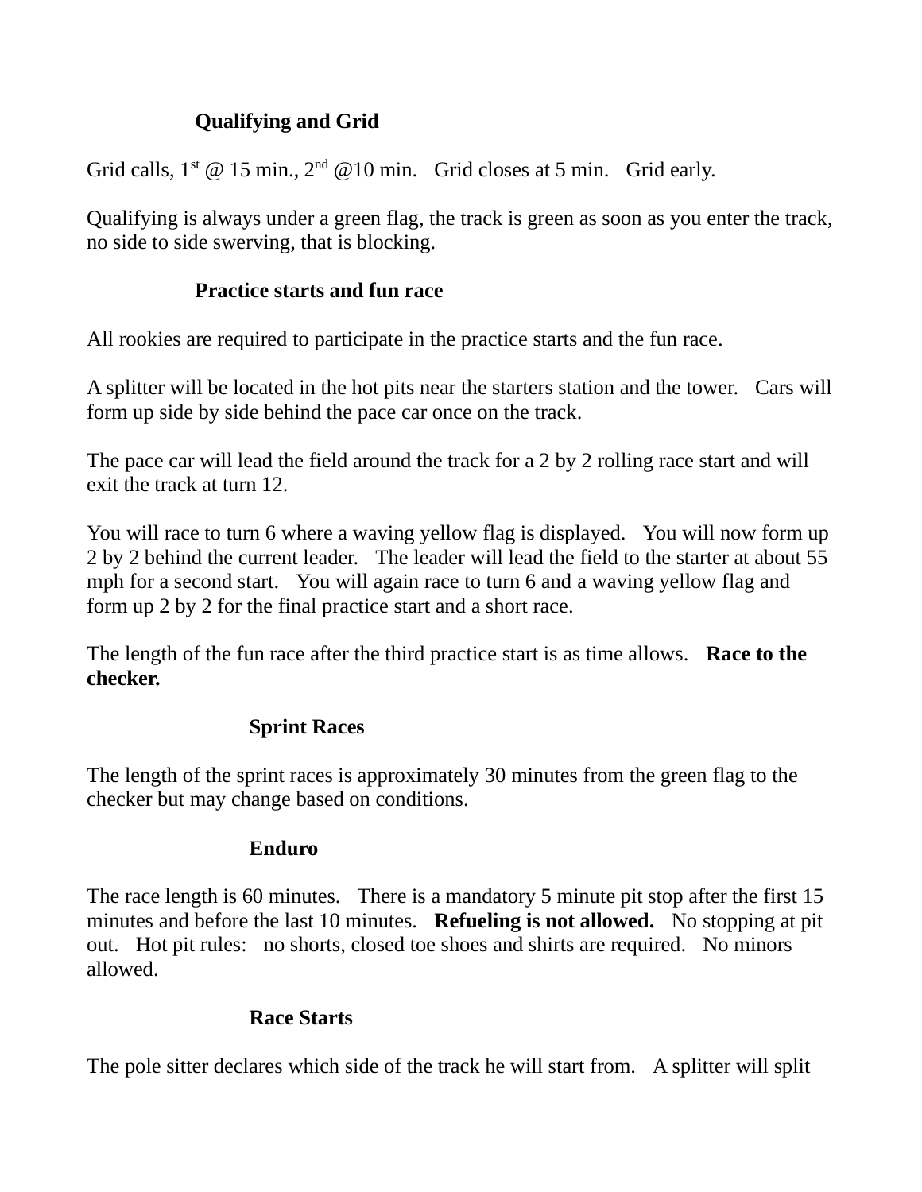## Qualifying and Grid

Grid calls, 1st @ 15 min., 2nd @10 min.   Grid closes at 5 min.   Grid early.

Qualifying is always under a green flag, the track is green as soon as you enter the track, no side to side swerving, that is blocking.

## Practice starts and fun race

All rookies are required to participate in the practice starts and the fun race.

A splitter will be located in the hot pits near the starters station and the tower.   Cars will form up side by side behind the pace car once on the track.

The pace car will lead the field around the track for a 2 by 2 rolling race start and will exit the track at turn 12.

You will race to turn 6 where a waving yellow flag is displayed.   You will now form up 2 by 2 behind the current leader.   The leader will lead the field to the starter at about 55 mph for a second start.   You will again race to turn 6 and a waving yellow flag and form up 2 by 2 for the final practice start and a short race.

The length of the fun race after the third practice start is as time allows.   **Race to the checker.**

## Sprint Races

The length of the sprint races is approximately 30 minutes from the green flag to the checker but may change based on conditions.

## Enduro

The race length is 60 minutes.   There is a mandatory 5 minute pit stop after the first 15 minutes and before the last 10 minutes.   **Refueling is not allowed.**   No stopping at pit out.   Hot pit rules:   no shorts, closed toe shoes and shirts are required.   No minors allowed.

## Race Starts

The pole sitter declares which side of the track he will start from.   A splitter will split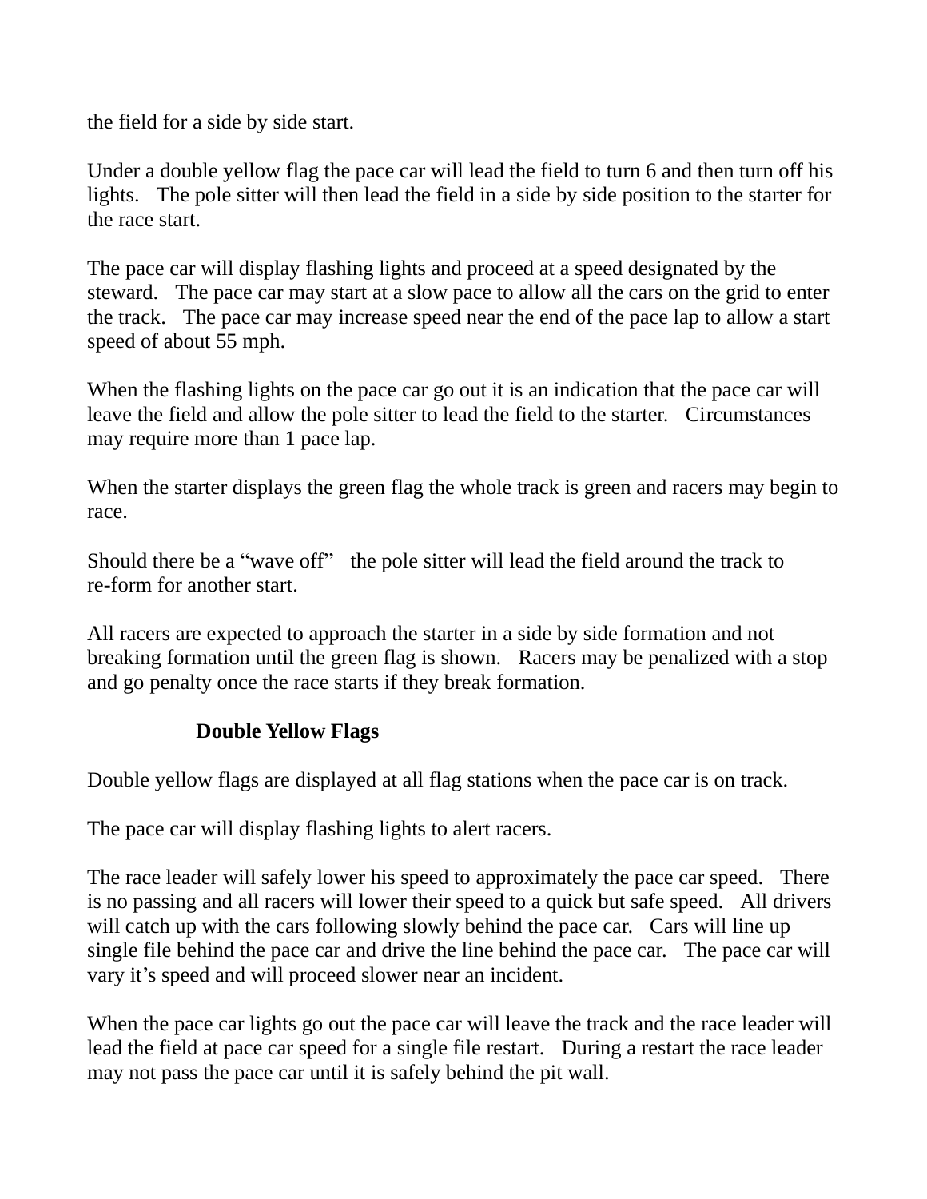the field for a side by side start.

Under a double yellow flag the pace car will lead the field to turn 6 and then turn off his lights. The pole sitter will then lead the field in a side by side position to the starter for the race start.

The pace car will display flashing lights and proceed at a speed designated by the steward. The pace car may start at a slow pace to allow all the cars on the grid to enter the track. The pace car may increase speed near the end of the pace lap to allow a start speed of about 55 mph.

When the flashing lights on the pace car go out it is an indication that the pace car will leave the field and allow the pole sitter to lead the field to the starter. Circumstances may require more than 1 pace lap.

When the starter displays the green flag the whole track is green and racers may begin to race.

Should there be a "wave off" the pole sitter will lead the field around the track to re-form for another start.

All racers are expected to approach the starter in a side by side formation and not breaking formation until the green flag is shown. Racers may be penalized with a stop and go penalty once the race starts if they break formation.

## Double Yellow Flags

Double yellow flags are displayed at all flag stations when the pace car is on track.

The pace car will display flashing lights to alert racers.

The race leader will safely lower his speed to approximately the pace car speed. There is no passing and all racers will lower their speed to a quick but safe speed. All drivers will catch up with the cars following slowly behind the pace car. Cars will line up single file behind the pace car and drive the line behind the pace car. The pace car will vary it's speed and will proceed slower near an incident.

When the pace car lights go out the pace car will leave the track and the race leader will lead the field at pace car speed for a single file restart. During a restart the race leader may not pass the pace car until it is safely behind the pit wall.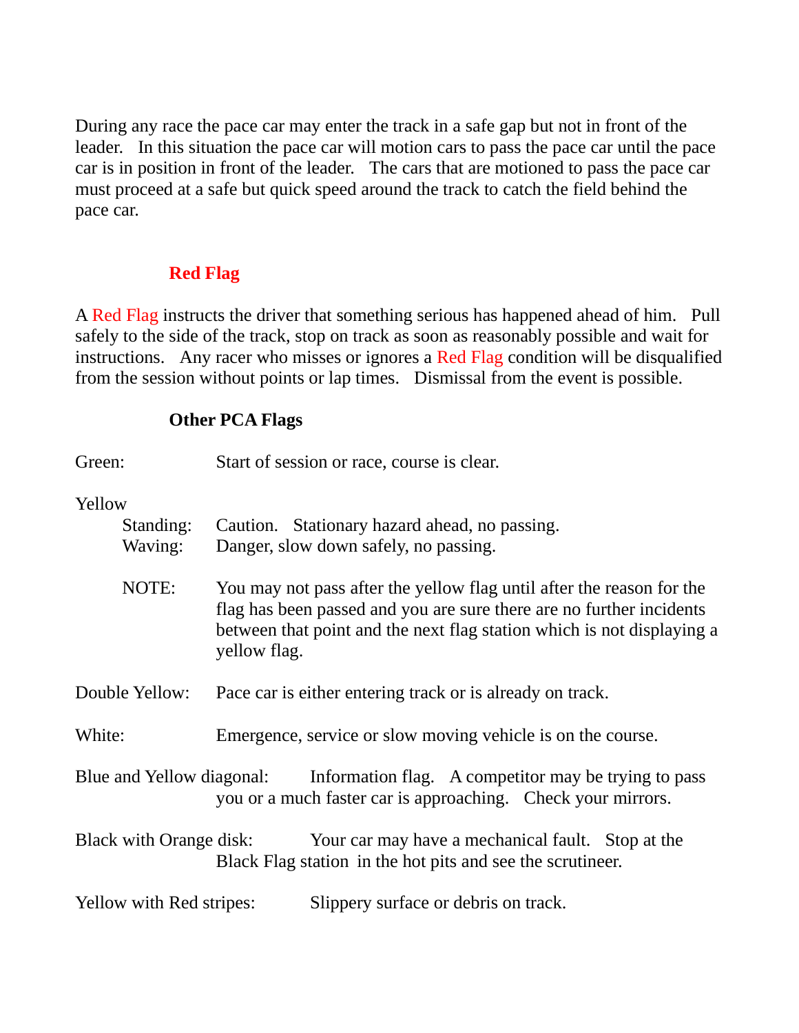During any race the pace car may enter the track in a safe gap but not in front of the leader. In this situation the pace car will motion cars to pass the pace car until the pace car is in position in front of the leader. The cars that are motioned to pass the pace car must proceed at a safe but quick speed around the track to catch the field behind the pace car.

### Red Flag

A Red Flag instructs the driver that something serious has happened ahead of him. Pull safely to the side of the track, stop on track as soon as reasonably possible and wait for instructions. Any racer who misses or ignores a Red Flag condition will be disqualified from the session without points or lap times. Dismissal from the event is possible.

### Other PCA Flags

Green: Start of session or race, course is clear.

Yellow
- Standing: Caution. Stationary hazard ahead, no passing.
- Waving: Danger, slow down safely, no passing.

NOTE: You may not pass after the yellow flag until after the reason for the flag has been passed and you are sure there are no further incidents between that point and the next flag station which is not displaying a yellow flag.

Double Yellow: Pace car is either entering track or is already on track.

White: Emergence, service or slow moving vehicle is on the course.

Blue and Yellow diagonal: Information flag. A competitor may be trying to pass you or a much faster car is approaching. Check your mirrors.

Black with Orange disk: Your car may have a mechanical fault. Stop at the Black Flag station in the hot pits and see the scrutineer.

Yellow with Red stripes: Slippery surface or debris on track.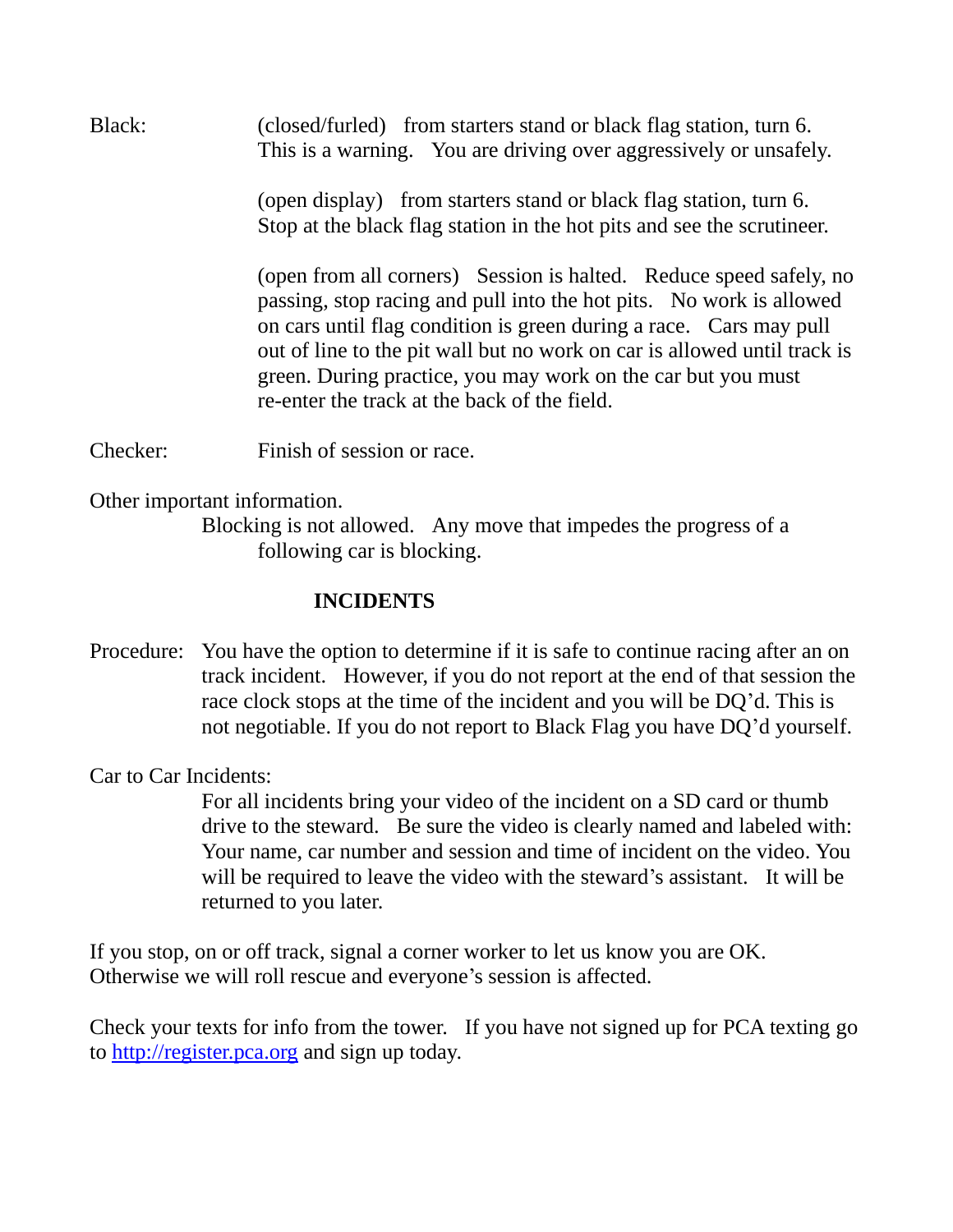Black: (closed/furled) from starters stand or black flag station, turn 6. This is a warning. You are driving over aggressively or unsafely.

(open display) from starters stand or black flag station, turn 6. Stop at the black flag station in the hot pits and see the scrutineer.

(open from all corners) Session is halted. Reduce speed safely, no passing, stop racing and pull into the hot pits. No work is allowed on cars until flag condition is green during a race. Cars may pull out of line to the pit wall but no work on car is allowed until track is green. During practice, you may work on the car but you must re-enter the track at the back of the field.

Checker: Finish of session or race.

Other important information.

Blocking is not allowed. Any move that impedes the progress of a following car is blocking.

## INCIDENTS

Procedure: You have the option to determine if it is safe to continue racing after an on track incident. However, if you do not report at the end of that session the race clock stops at the time of the incident and you will be DQ'd. This is not negotiable. If you do not report to Black Flag you have DQ'd yourself.

Car to Car Incidents:

For all incidents bring your video of the incident on a SD card or thumb drive to the steward. Be sure the video is clearly named and labeled with: Your name, car number and session and time of incident on the video. You will be required to leave the video with the steward's assistant. It will be returned to you later.

If you stop, on or off track, signal a corner worker to let us know you are OK. Otherwise we will roll rescue and everyone's session is affected.

Check your texts for info from the tower. If you have not signed up for PCA texting go to http://register.pca.org and sign up today.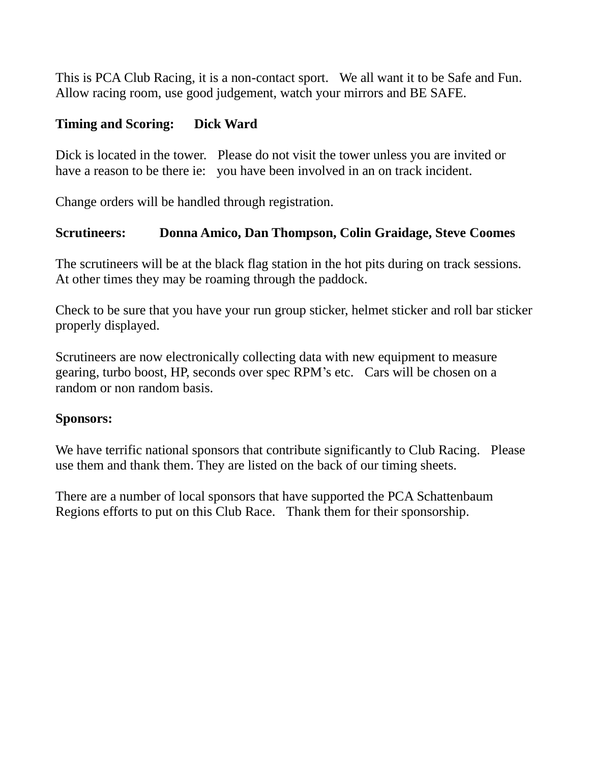This is PCA Club Racing, it is a non-contact sport. We all want it to be Safe and Fun. Allow racing room, use good judgement, watch your mirrors and BE SAFE.

**Timing and Scoring: Dick Ward**

Dick is located in the tower. Please do not visit the tower unless you are invited or have a reason to be there ie: you have been involved in an on track incident.

Change orders will be handled through registration.

**Scrutineers: Donna Amico, Dan Thompson, Colin Graidage, Steve Coomes**

The scrutineers will be at the black flag station in the hot pits during on track sessions. At other times they may be roaming through the paddock.

Check to be sure that you have your run group sticker, helmet sticker and roll bar sticker properly displayed.

Scrutineers are now electronically collecting data with new equipment to measure gearing, turbo boost, HP, seconds over spec RPM's etc. Cars will be chosen on a random or non random basis.

**Sponsors:**

We have terrific national sponsors that contribute significantly to Club Racing. Please use them and thank them. They are listed on the back of our timing sheets.

There are a number of local sponsors that have supported the PCA Schattenbaum Regions efforts to put on this Club Race. Thank them for their sponsorship.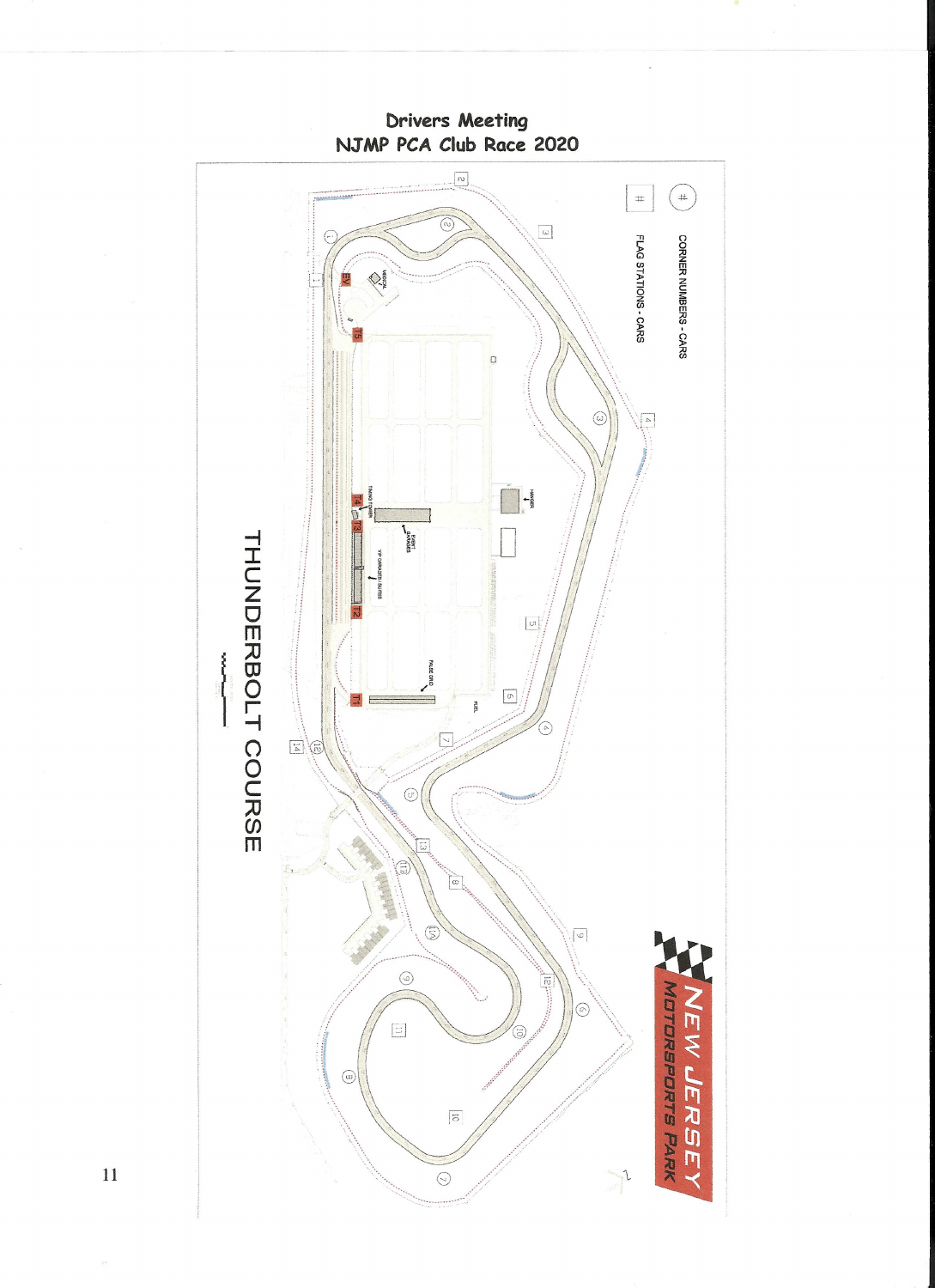# Drivers Meeting
## NJMP PCA Club Race 2020

(#) CORNER NUMBERS - CARS

[#] FLAG STATIONS - CARS

NEW JERSEY MOTORSPORTS PARK

THUNDERBOLT COURSE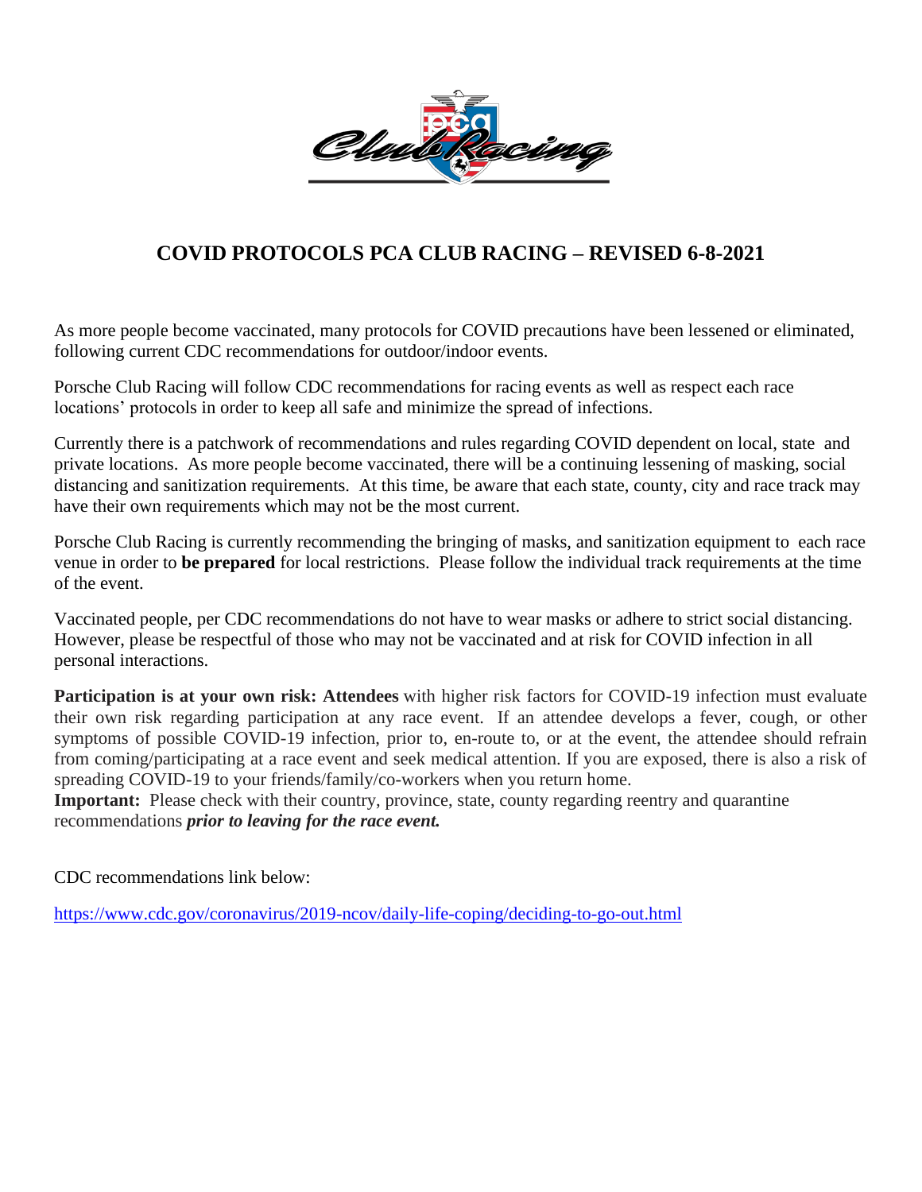# COVID PROTOCOLS PCA CLUB RACING – REVISED 6-8-2021

As more people become vaccinated, many protocols for COVID precautions have been lessened or eliminated, following current CDC recommendations for outdoor/indoor events.

Porsche Club Racing will follow CDC recommendations for racing events as well as respect each race locations' protocols in order to keep all safe and minimize the spread of infections.

Currently there is a patchwork of recommendations and rules regarding COVID dependent on local, state and private locations. As more people become vaccinated, there will be a continuing lessening of masking, social distancing and sanitization requirements. At this time, be aware that each state, county, city and race track may have their own requirements which may not be the most current.

Porsche Club Racing is currently recommending the bringing of masks, and sanitization equipment to each race venue in order to **be prepared** for local restrictions. Please follow the individual track requirements at the time of the event.

Vaccinated people, per CDC recommendations do not have to wear masks or adhere to strict social distancing. However, please be respectful of those who may not be vaccinated and at risk for COVID infection in all personal interactions.

**Participation is at your own risk: Attendees** with higher risk factors for COVID-19 infection must evaluate their own risk regarding participation at any race event. If an attendee develops a fever, cough, or other symptoms of possible COVID-19 infection, prior to, en-route to, or at the event, the attendee should refrain from coming/participating at a race event and seek medical attention. If you are exposed, there is also a risk of spreading COVID-19 to your friends/family/co-workers when you return home.

**Important:** Please check with their country, province, state, county regarding reentry and quarantine recommendations ***prior to leaving for the race event.***

CDC recommendations link below:

https://www.cdc.gov/coronavirus/2019-ncov/daily-life-coping/deciding-to-go-out.html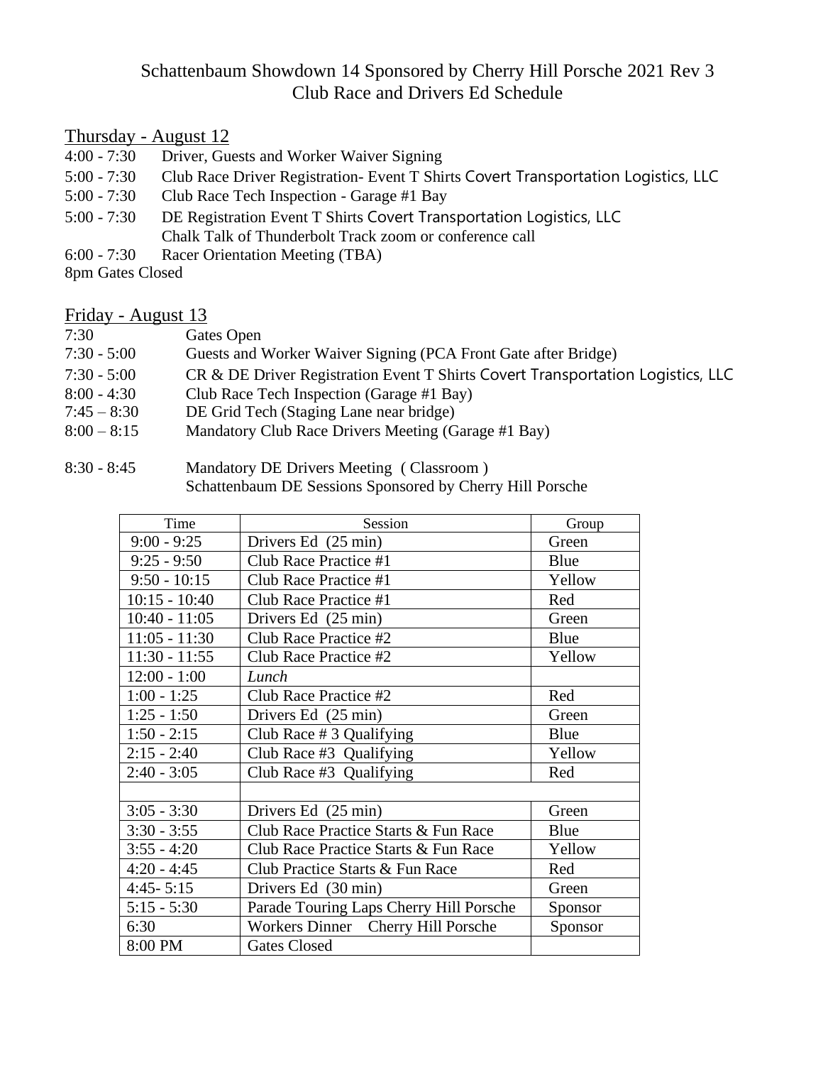# Schattenbaum Showdown 14 Sponsored by Cherry Hill Porsche 2021 Rev 3
## Club Race and Drivers Ed Schedule

### Thursday - August 12

4:00 - 7:30 Driver, Guests and Worker Waiver Signing
5:00 - 7:30 Club Race Driver Registration- Event T Shirts Covert Transportation Logistics, LLC
5:00 - 7:30 Club Race Tech Inspection - Garage #1 Bay
5:00 - 7:30 DE Registration Event T Shirts Covert Transportation Logistics, LLC
Chalk Talk of Thunderbolt Track zoom or conference call
6:00 - 7:30 Racer Orientation Meeting (TBA)
8pm Gates Closed

### Friday - August 13

7:30 Gates Open
7:30 - 5:00 Guests and Worker Waiver Signing (PCA Front Gate after Bridge)
7:30 - 5:00 CR & DE Driver Registration Event T Shirts Covert Transportation Logistics, LLC
8:00 - 4:30 Club Race Tech Inspection (Garage #1 Bay)
7:45 – 8:30 DE Grid Tech (Staging Lane near bridge)
8:00 – 8:15 Mandatory Club Race Drivers Meeting (Garage #1 Bay)

8:30 - 8:45 Mandatory DE Drivers Meeting ( Classroom )
Schattenbaum DE Sessions Sponsored by Cherry Hill Porsche

| Time | Session | Group |
|---|---|---|
| 9:00 - 9:25 | Drivers Ed (25 min) | Green |
| 9:25 - 9:50 | Club Race Practice #1 | Blue |
| 9:50 - 10:15 | Club Race Practice #1 | Yellow |
| 10:15 - 10:40 | Club Race Practice #1 | Red |
| 10:40 - 11:05 | Drivers Ed (25 min) | Green |
| 11:05 - 11:30 | Club Race Practice #2 | Blue |
| 11:30 - 11:55 | Club Race Practice #2 | Yellow |
| 12:00 - 1:00 | *Lunch* | |
| 1:00 - 1:25 | Club Race Practice #2 | Red |
| 1:25 - 1:50 | Drivers Ed (25 min) | Green |
| 1:50 - 2:15 | Club Race # 3 Qualifying | Blue |
| 2:15 - 2:40 | Club Race #3 Qualifying | Yellow |
| 2:40 - 3:05 | Club Race #3 Qualifying | Red |
| | | |
| 3:05 - 3:30 | Drivers Ed (25 min) | Green |
| 3:30 - 3:55 | Club Race Practice Starts & Fun Race | Blue |
| 3:55 - 4:20 | Club Race Practice Starts & Fun Race | Yellow |
| 4:20 - 4:45 | Club Practice Starts & Fun Race | Red |
| 4:45- 5:15 | Drivers Ed (30 min) | Green |
| 5:15 - 5:30 | Parade Touring Laps Cherry Hill Porsche | Sponsor |
| 6:30 | Workers Dinner Cherry Hill Porsche | Sponsor |
| 8:00 PM | Gates Closed | |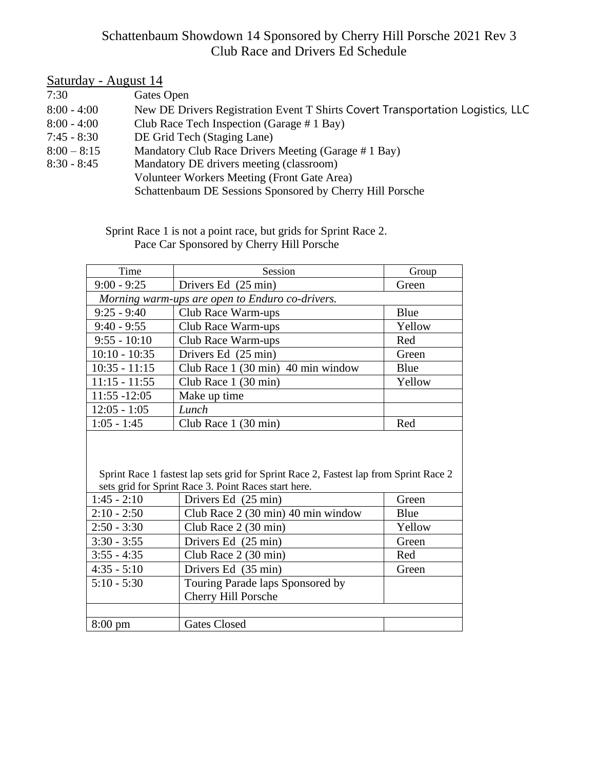# Schattenbaum Showdown 14 Sponsored by Cherry Hill Porsche 2021 Rev 3
# Club Race and Drivers Ed Schedule

## Saturday - August 14

| | |
|---|---|
| 7:30 | Gates Open |
| 8:00 - 4:00 | New DE Drivers Registration Event T Shirts Covert Transportation Logistics, LLC |
| 8:00 - 4:00 | Club Race Tech Inspection (Garage # 1 Bay) |
| 7:45 - 8:30 | DE Grid Tech (Staging Lane) |
| 8:00 – 8:15 | Mandatory Club Race Drivers Meeting (Garage # 1 Bay) |
| 8:30 - 8:45 | Mandatory DE drivers meeting (classroom) |
| | Volunteer Workers Meeting (Front Gate Area) |
| | Schattenbaum DE Sessions Sponsored by Cherry Hill Porsche |

Sprint Race 1 is not a point race, but grids for Sprint Race 2.
Pace Car Sponsored by Cherry Hill Porsche

| Time | Session | Group |
|---|---|---|
| 9:00 - 9:25 | Drivers Ed (25 min) | Green |
| *Morning warm-ups are open to Enduro co-drivers.* | | |
| 9:25 - 9:40 | Club Race Warm-ups | Blue |
| 9:40 - 9:55 | Club Race Warm-ups | Yellow |
| 9:55 - 10:10 | Club Race Warm-ups | Red |
| 10:10 - 10:35 | Drivers Ed (25 min) | Green |
| 10:35 - 11:15 | Club Race 1 (30 min) 40 min window | Blue |
| 11:15 - 11:55 | Club Race 1 (30 min) | Yellow |
| 11:55 -12:05 | Make up time | |
| 12:05 - 1:05 | *Lunch* | |
| 1:05 - 1:45 | Club Race 1 (30 min) | Red |
| Sprint Race 1 fastest lap sets grid for Sprint Race 2, Fastest lap from Sprint Race 2 sets grid for Sprint Race 3. Point Races start here. | | |
| 1:45 - 2:10 | Drivers Ed (25 min) | Green |
| 2:10 - 2:50 | Club Race 2 (30 min) 40 min window | Blue |
| 2:50 - 3:30 | Club Race 2 (30 min) | Yellow |
| 3:30 - 3:55 | Drivers Ed (25 min) | Green |
| 3:55 - 4:35 | Club Race 2 (30 min) | Red |
| 4:35 - 5:10 | Drivers Ed (35 min) | Green |
| 5:10 - 5:30 | Touring Parade laps Sponsored by Cherry Hill Porsche | |
| | | |
| 8:00 pm | Gates Closed | |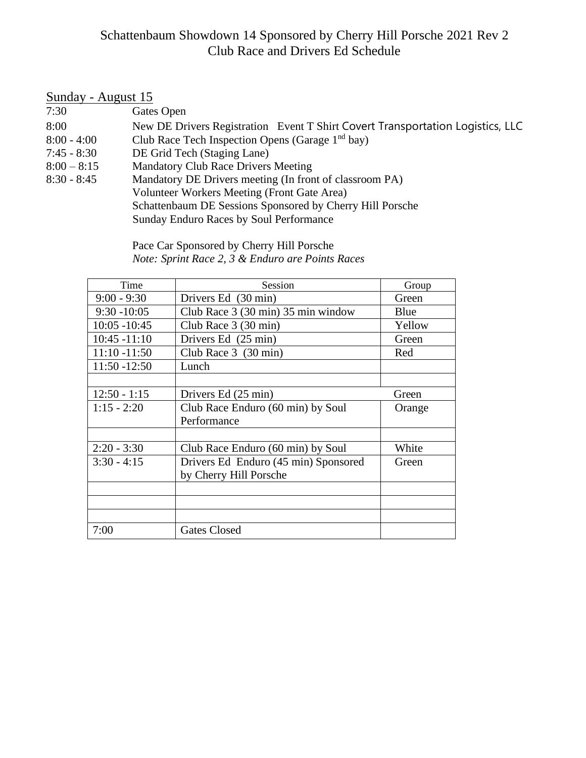# Schattenbaum Showdown 14 Sponsored by Cherry Hill Porsche 2021 Rev 2
## Club Race and Drivers Ed Schedule

<u>Sunday - August 15</u>

7:30 Gates Open
8:00 New DE Drivers Registration Event T Shirt Covert Transportation Logistics, LLC
8:00 - 4:00 Club Race Tech Inspection Opens (Garage 1st bay)
7:45 - 8:30 DE Grid Tech (Staging Lane)
8:00 – 8:15 Mandatory Club Race Drivers Meeting
8:30 - 8:45 Mandatory DE Drivers meeting (In front of classroom PA)
Volunteer Workers Meeting (Front Gate Area)
Schattenbaum DE Sessions Sponsored by Cherry Hill Porsche
Sunday Enduro Races by Soul Performance

Pace Car Sponsored by Cherry Hill Porsche
*Note: Sprint Race 2, 3 & Enduro are Points Races*

| Time | Session | Group |
|---|---|---|
| 9:00 - 9:30 | Drivers Ed (30 min) | Green |
| 9:30 -10:05 | Club Race 3 (30 min) 35 min window | Blue |
| 10:05 -10:45 | Club Race 3 (30 min) | Yellow |
| 10:45 -11:10 | Drivers Ed (25 min) | Green |
| 11:10 -11:50 | Club Race 3 (30 min) | Red |
| 11:50 -12:50 | Lunch | |
| | | |
| 12:50 - 1:15 | Drivers Ed (25 min) | Green |
| 1:15 - 2:20 | Club Race Enduro (60 min) by Soul Performance | Orange |
| | | |
| 2:20 - 3:30 | Club Race Enduro (60 min) by Soul | White |
| 3:30 - 4:15 | Drivers Ed Enduro (45 min) Sponsored by Cherry Hill Porsche | Green |
| | | |
| | | |
| | | |
| 7:00 | Gates Closed | |